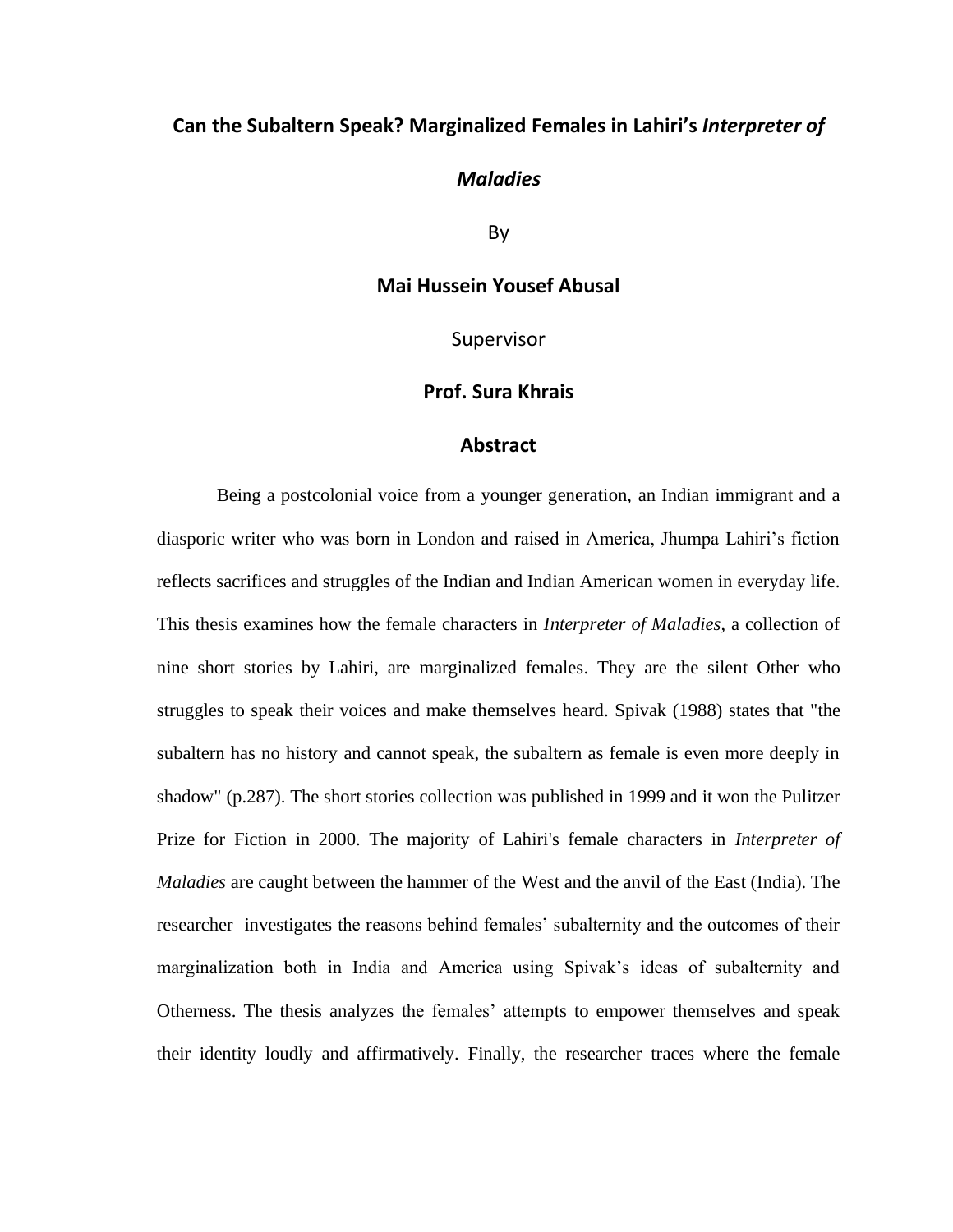# Can the Subaltern Speak? Marginalized Females in Lahiri's *Interpreter of Maladies*

By

**Mai Hussein Yousef Abusal**

Supervisor

**Prof. Sura Khrais**

## Abstract

Being a postcolonial voice from a younger generation, an Indian immigrant and a diasporic writer who was born in London and raised in America, Jhumpa Lahiri's fiction reflects sacrifices and struggles of the Indian and Indian American women in everyday life. This thesis examines how the female characters in *Interpreter of Maladies*, a collection of nine short stories by Lahiri, are marginalized females. They are the silent Other who struggles to speak their voices and make themselves heard. Spivak (1988) states that "the subaltern has no history and cannot speak, the subaltern as female is even more deeply in shadow" (p.287). The short stories collection was published in 1999 and it won the Pulitzer Prize for Fiction in 2000. The majority of Lahiri's female characters in *Interpreter of Maladies* are caught between the hammer of the West and the anvil of the East (India). The researcher investigates the reasons behind females' subalternity and the outcomes of their marginalization both in India and America using Spivak's ideas of subalternity and Otherness. The thesis analyzes the females' attempts to empower themselves and speak their identity loudly and affirmatively. Finally, the researcher traces where the female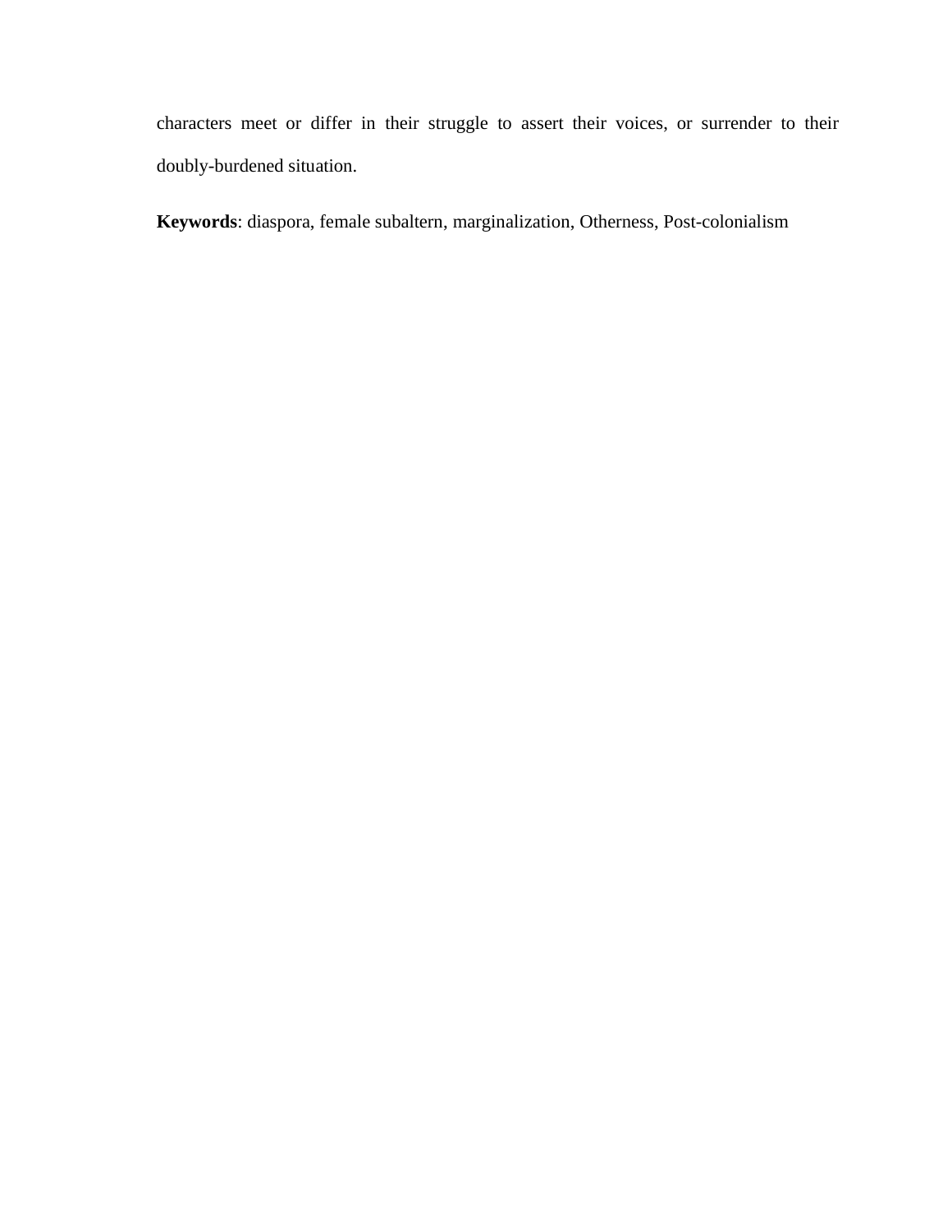characters meet or differ in their struggle to assert their voices, or surrender to their doubly-burdened situation.

**Keywords**: diaspora, female subaltern, marginalization, Otherness, Post-colonialism